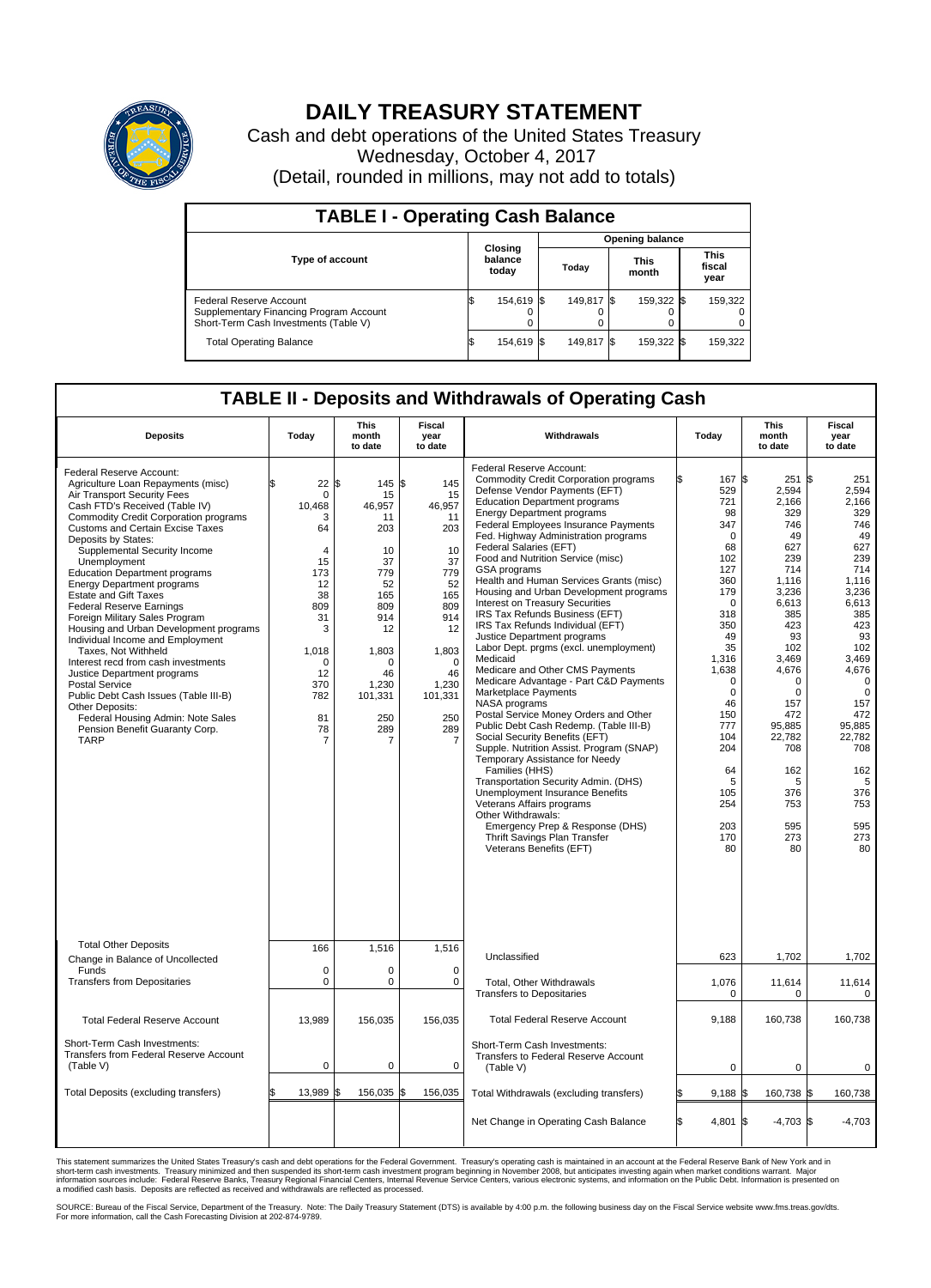# DAILY TREASURY STATEMENT

Cash and debt operations of the United States Treasury

Wednesday, October 4, 2017

(Detail, rounded in millions, may not add to totals)

## TABLE I - Operating Cash Balance

| Type of account | Closing balance today | Opening balance Today | Opening balance This month | Opening balance This fiscal year |
|---|---|---|---|---|
| Federal Reserve Account | $ 154,619 | $ 149,817 | $ 159,322 | $ 159,322 |
| Supplementary Financing Program Account | 0 | 0 | 0 | 0 |
| Short-Term Cash Investments (Table V) | 0 | 0 | 0 | 0 |
| Total Operating Balance | $ 154,619 | $ 149,817 | $ 159,322 | $ 159,322 |

## TABLE II - Deposits and Withdrawals of Operating Cash

| Deposits | Today | This month to date | Fiscal year to date | Withdrawals | Today | This month to date | Fiscal year to date |
|---|---|---|---|---|---|---|---|
| Federal Reserve Account: | | | | Federal Reserve Account: | | | |
| Agriculture Loan Repayments (misc) | $ 22 | $ 145 | $ 145 | Commodity Credit Corporation programs | $ 167 | $ 251 | $ 251 |
| Air Transport Security Fees | 0 | 15 | 15 | Defense Vendor Payments (EFT) | 529 | 2,594 | 2,594 |
| Cash FTD's Received (Table IV) | 10,468 | 46,957 | 46,957 | Education Department programs | 721 | 2,166 | 2,166 |
| Commodity Credit Corporation programs | 3 | 11 | 11 | Energy Department programs | 98 | 329 | 329 |
| Customs and Certain Excise Taxes | 64 | 203 | 203 | Federal Employees Insurance Payments | 347 | 746 | 746 |
| Deposits by States: | | | | Fed. Highway Administration programs | 0 | 49 | 49 |
| Supplemental Security Income | 4 | 10 | 10 | Federal Salaries (EFT) | 68 | 627 | 627 |
| Unemployment | 15 | 37 | 37 | Food and Nutrition Service (misc) | 102 | 239 | 239 |
| Education Department programs | 173 | 779 | 779 | GSA programs | 127 | 714 | 714 |
| Energy Department programs | 12 | 52 | 52 | Health and Human Services Grants (misc) | 360 | 1,116 | 1,116 |
| Estate and Gift Taxes | 38 | 165 | 165 | Housing and Urban Development programs | 179 | 3,236 | 3,236 |
| Federal Reserve Earnings | 809 | 809 | 809 | Interest on Treasury Securities | 0 | 6,613 | 6,613 |
| Foreign Military Sales Program | 31 | 914 | 914 | IRS Tax Refunds Business (EFT) | 318 | 385 | 385 |
| Housing and Urban Development programs | 3 | 12 | 12 | IRS Tax Refunds Individual (EFT) | 350 | 423 | 423 |
| Individual Income and Employment Taxes, Not Withheld | 1,018 | 1,803 | 1,803 | Justice Department programs | 49 | 93 | 93 |
| Interest recd from cash investments | 0 | 0 | 0 | Labor Dept. prgms (excl. unemployment) | 35 | 102 | 102 |
| Justice Department programs | 12 | 46 | 46 | Medicaid | 1,316 | 3,469 | 3,469 |
| Postal Service | 370 | 1,230 | 1,230 | Medicare and Other CMS Payments | 1,638 | 4,676 | 4,676 |
| Public Debt Cash Issues (Table III-B) | 782 | 101,331 | 101,331 | Medicare Advantage - Part C&D Payments | 0 | 0 | 0 |
| Other Deposits: | | | | Marketplace Payments | 0 | 0 | 0 |
| Federal Housing Admin: Note Sales | 81 | 250 | 250 | NASA programs | 46 | 157 | 157 |
| Pension Benefit Guaranty Corp. | 78 | 289 | 289 | Postal Service Money Orders and Other | 150 | 472 | 472 |
| TARP | 7 | 7 | 7 | Public Debt Cash Redemp. (Table III-B) | 777 | 95,885 | 95,885 |
| | | | | Social Security Benefits (EFT) | 104 | 22,782 | 22,782 |
| | | | | Supple. Nutrition Assist. Program (SNAP) | 204 | 708 | 708 |
| | | | | Temporary Assistance for Needy Families (HHS) | 64 | 162 | 162 |
| | | | | Transportation Security Admin. (DHS) | 5 | 5 | 5 |
| | | | | Unemployment Insurance Benefits | 105 | 376 | 376 |
| | | | | Veterans Affairs programs | 254 | 753 | 753 |
| | | | | Other Withdrawals: | | | |
| | | | | Emergency Prep & Response (DHS) | 203 | 595 | 595 |
| | | | | Thrift Savings Plan Transfer | 170 | 273 | 273 |
| | | | | Veterans Benefits (EFT) | 80 | 80 | 80 |
| Total Other Deposits | 166 | 1,516 | 1,516 | Unclassified | 623 | 1,702 | 1,702 |
| Change in Balance of Uncollected Funds | 0 | 0 | 0 | | | | |
| Transfers from Depositaries | 0 | 0 | 0 | Total, Other Withdrawals | 1,076 | 11,614 | 11,614 |
| | | | | Transfers to Depositaries | 0 | 0 | 0 |
| Total Federal Reserve Account | 13,989 | 156,035 | 156,035 | Total Federal Reserve Account | 9,188 | 160,738 | 160,738 |
| Short-Term Cash Investments: Transfers from Federal Reserve Account (Table V) | 0 | 0 | 0 | Short-Term Cash Investments: Transfers to Federal Reserve Account (Table V) | 0 | 0 | 0 |
| Total Deposits (excluding transfers) | $ 13,989 | $ 156,035 | $ 156,035 | Total Withdrawals (excluding transfers) | $ 9,188 | $ 160,738 | $ 160,738 |
| | | | | Net Change in Operating Cash Balance | $ 4,801 | $ -4,703 | $ -4,703 |

This statement summarizes the United States Treasury's cash and debt operations for the Federal Government. Treasury's operating cash is maintained in an account at the Federal Reserve Bank of New York and in short-term cash investments. Treasury minimized and then suspended its short-term cash investment program beginning in November 2008, but anticipates investing again when market conditions warrant. Major information sources include: Federal Reserve Banks, Treasury Regional Financial Centers, Internal Revenue Service Centers, various electronic systems, and information on the Public Debt. Information is presented on a modified cash basis. Deposits are reflected as received and withdrawals are reflected as processed.

SOURCE: Bureau of the Fiscal Service, Department of the Treasury. Note: The Daily Treasury Statement (DTS) is available by 4:00 p.m. the following business day on the Fiscal Service website www.fms.treas.gov/dts. For more information, call the Cash Forecasting Division at 202-874-9789.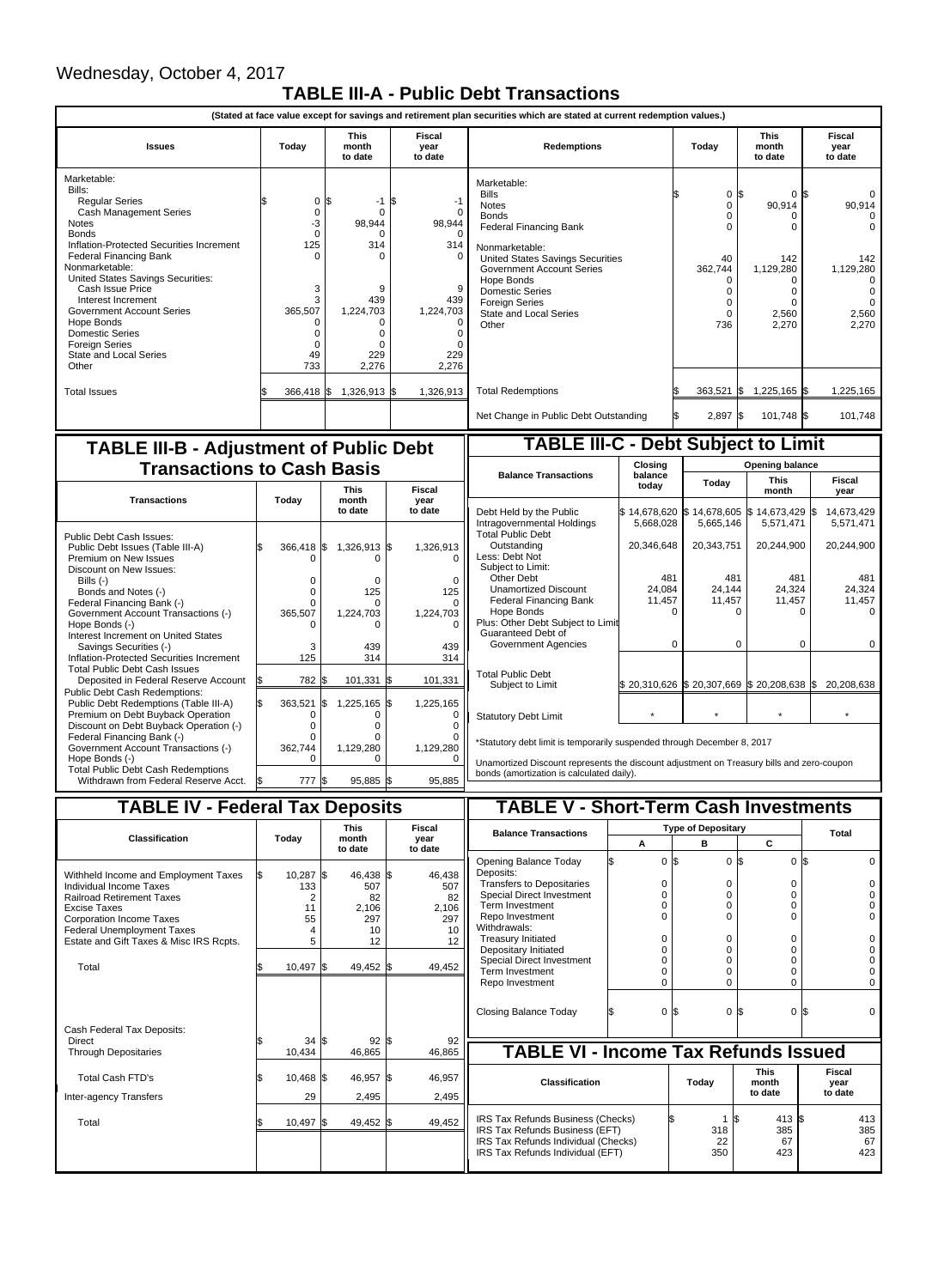Wednesday, October 4, 2017

# TABLE III-A - Public Debt Transactions

(Stated at face value except for savings and retirement plan securities which are stated at current redemption values.)

| Issues | Today | This month to date | Fiscal year to date |
|---|---|---|---|
| Marketable: | | | |
| Bills: | | | |
| Regular Series | $ 0 | $ -1 | $ -1 |
| Cash Management Series | 0 | 0 | 0 |
| Notes | -3 | 98,944 | 98,944 |
| Bonds | 0 | 0 | 0 |
| Inflation-Protected Securities Increment | 125 | 314 | 314 |
| Federal Financing Bank | 0 | 0 | 0 |
| Nonmarketable: | | | |
| United States Savings Securities: | | | |
| Cash Issue Price | 3 | 9 | 9 |
| Interest Increment | 3 | 439 | 439 |
| Government Account Series | 365,507 | 1,224,703 | 1,224,703 |
| Hope Bonds | 0 | 0 | 0 |
| Domestic Series | 0 | 0 | 0 |
| Foreign Series | 0 | 0 | 0 |
| State and Local Series | 49 | 229 | 229 |
| Other | 733 | 2,276 | 2,276 |
| Total Issues | $ 366,418 | $ 1,326,913 | $ 1,326,913 |

| Redemptions | Today | This month to date | Fiscal year to date |
|---|---|---|---|
| Marketable: | | | |
| Bills | $ 0 | $ 0 | $ 0 |
| Notes | 0 | 90,914 | 90,914 |
| Bonds | 0 | 0 | 0 |
| Federal Financing Bank | 0 | 0 | 0 |
| Nonmarketable: | | | |
| United States Savings Securities | 40 | 142 | 142 |
| Government Account Series | 362,744 | 1,129,280 | 1,129,280 |
| Hope Bonds | 0 | 0 | 0 |
| Domestic Series | 0 | 0 | 0 |
| Foreign Series | 0 | 0 | 0 |
| State and Local Series | 0 | 2,560 | 2,560 |
| Other | 736 | 2,270 | 2,270 |
| Total Redemptions | $ 363,521 | $ 1,225,165 | $ 1,225,165 |
| Net Change in Public Debt Outstanding | $ 2,897 | $ 101,748 | $ 101,748 |

# TABLE III-B - Adjustment of Public Debt Transactions to Cash Basis

| Transactions | Today | This month to date | Fiscal year to date |
|---|---|---|---|
| Public Debt Cash Issues: | | | |
| Public Debt Issues (Table III-A) | $ 366,418 | $ 1,326,913 | $ 1,326,913 |
| Premium on New Issues | 0 | 0 | 0 |
| Discount on New Issues: | | | |
| Bills (-) | 0 | 0 | 0 |
| Bonds and Notes (-) | 0 | 125 | 125 |
| Federal Financing Bank (-) | 0 | 0 | 0 |
| Government Account Transactions (-) | 365,507 | 1,224,703 | 1,224,703 |
| Hope Bonds (-) | 0 | 0 | 0 |
| Interest Increment on United States Savings Securities (-) | 3 | 439 | 439 |
| Inflation-Protected Securities Increment | 125 | 314 | 314 |
| Total Public Debt Cash Issues Deposited in Federal Reserve Account | $ 782 | $ 101,331 | $ 101,331 |
| Public Debt Cash Redemptions: | | | |
| Public Debt Redemptions (Table III-A) | $ 363,521 | $ 1,225,165 | $ 1,225,165 |
| Premium on Debt Buyback Operation | 0 | 0 | 0 |
| Discount on Debt Buyback Operation (-) | 0 | 0 | 0 |
| Federal Financing Bank (-) | 0 | 0 | 0 |
| Government Account Transactions (-) | 362,744 | 1,129,280 | 1,129,280 |
| Hope Bonds (-) | 0 | 0 | 0 |
| Total Public Debt Cash Redemptions Withdrawn from Federal Reserve Acct. | $ 777 | $ 95,885 | $ 95,885 |

# TABLE III-C - Debt Subject to Limit

| Balance Transactions | Closing balance today | Opening balance Today | Opening balance This month | Opening balance Fiscal year |
|---|---|---|---|---|
| Debt Held by the Public | $ 14,678,620 | $ 14,678,605 | $ 14,673,429 | $ 14,673,429 |
| Intragovernmental Holdings | 5,668,028 | 5,665,146 | 5,571,471 | 5,571,471 |
| Total Public Debt Outstanding | 20,346,648 | 20,343,751 | 20,244,900 | 20,244,900 |
| Less: Debt Not Subject to Limit: | | | | |
| Other Debt | 481 | 481 | 481 | 481 |
| Unamortized Discount | 24,084 | 24,144 | 24,324 | 24,324 |
| Federal Financing Bank | 11,457 | 11,457 | 11,457 | 11,457 |
| Hope Bonds | 0 | 0 | 0 | 0 |
| Plus: Other Debt Subject to Limit | | | | |
| Guaranteed Debt of Government Agencies | 0 | 0 | 0 | 0 |
| Total Public Debt Subject to Limit | $ 20,310,626 | $ 20,307,669 | $ 20,208,638 | $ 20,208,638 |
| Statutory Debt Limit | * | * | * | * |

*Statutory debt limit is temporarily suspended through December 8, 2017

Unamortized Discount represents the discount adjustment on Treasury bills and zero-coupon bonds (amortization is calculated daily).

# TABLE IV - Federal Tax Deposits

| Classification | Today | This month to date | Fiscal year to date |
|---|---|---|---|
| Withheld Income and Employment Taxes | $ 10,287 | $ 46,438 | $ 46,438 |
| Individual Income Taxes | 133 | 507 | 507 |
| Railroad Retirement Taxes | 2 | 82 | 82 |
| Excise Taxes | 11 | 2,106 | 2,106 |
| Corporation Income Taxes | 55 | 297 | 297 |
| Federal Unemployment Taxes | 4 | 10 | 10 |
| Estate and Gift Taxes & Misc IRS Rcpts. | 5 | 12 | 12 |
| Total | $ 10,497 | $ 49,452 | $ 49,452 |
| Cash Federal Tax Deposits: | | | |
| Direct | $ 34 | $ 92 | $ 92 |
| Through Depositaries | 10,434 | 46,865 | 46,865 |
| Total Cash FTD's | $ 10,468 | $ 46,957 | $ 46,957 |
| Inter-agency Transfers | 29 | 2,495 | 2,495 |
| Total | $ 10,497 | $ 49,452 | $ 49,452 |

# TABLE V - Short-Term Cash Investments

| Balance Transactions | Type of Depositary A | B | C | Total |
|---|---|---|---|---|
| Opening Balance Today | $ 0 | $ 0 | $ 0 | $ 0 |
| Deposits: | | | | |
| Transfers to Depositaries | 0 | 0 | 0 | 0 |
| Special Direct Investment | 0 | 0 | 0 | 0 |
| Term Investment | 0 | 0 | 0 | 0 |
| Repo Investment | 0 | 0 | 0 | 0 |
| Withdrawals: | | | | |
| Treasury Initiated | 0 | 0 | 0 | 0 |
| Depositary Initiated | 0 | 0 | 0 | 0 |
| Special Direct Investment | 0 | 0 | 0 | 0 |
| Term Investment | 0 | 0 | 0 | 0 |
| Repo Investment | 0 | 0 | 0 | 0 |
| Closing Balance Today | $ 0 | $ 0 | $ 0 | $ 0 |

# TABLE VI - Income Tax Refunds Issued

| Classification | Today | This month to date | Fiscal year to date |
|---|---|---|---|
| IRS Tax Refunds Business (Checks) | $ 1 | $ 413 | $ 413 |
| IRS Tax Refunds Business (EFT) | 318 | 385 | 385 |
| IRS Tax Refunds Individual (Checks) | 22 | 67 | 67 |
| IRS Tax Refunds Individual (EFT) | 350 | 423 | 423 |